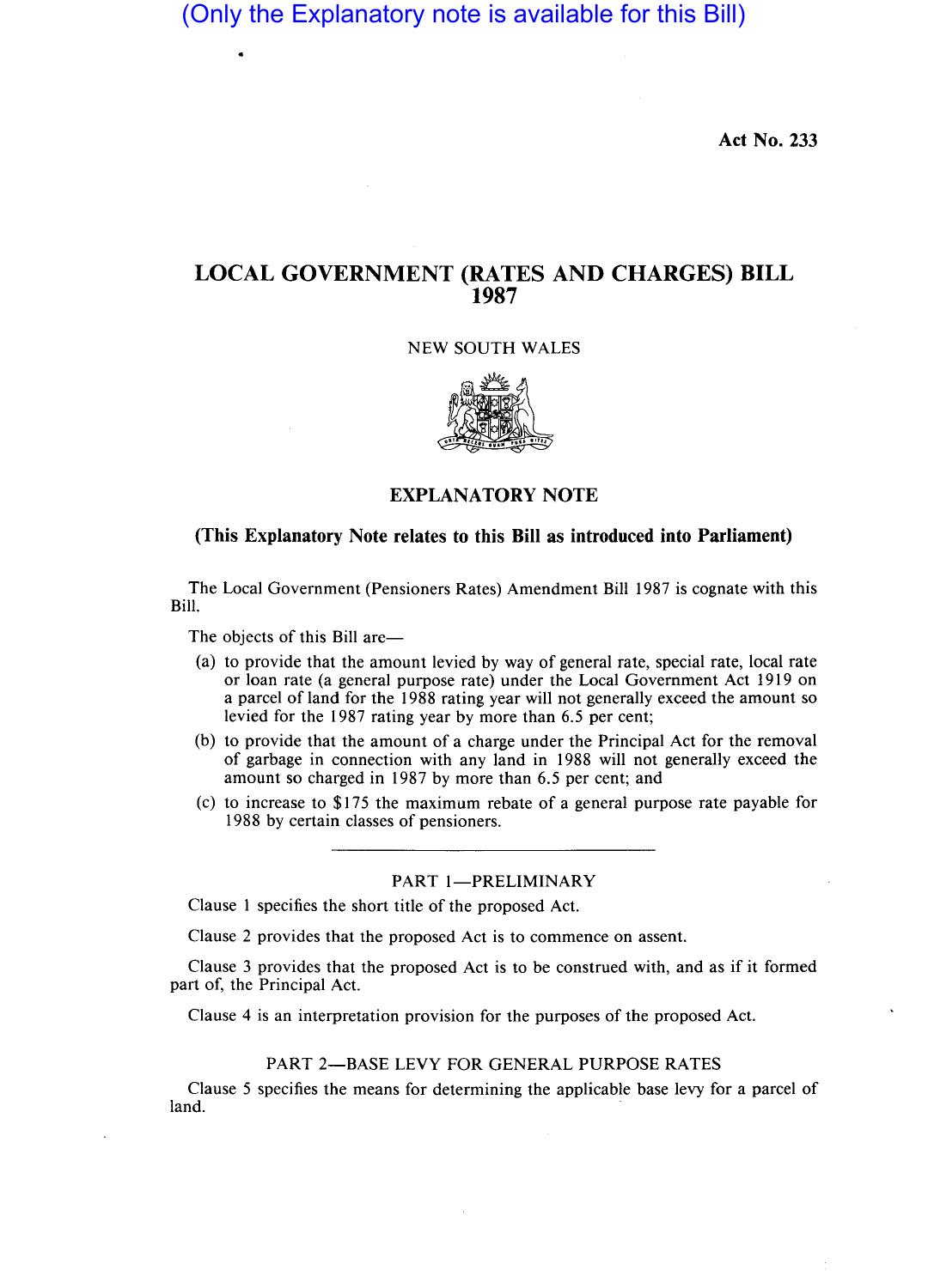(Only the Explanatory note is available for this Bill)

**Act No. 233**

# LOCAL GOVERNMENT (RATES AND CHARGES) BILL 1987

NEW SOUTH WALES

## EXPLANATORY NOTE

**(This Explanatory Note relates to this Bill as introduced into Parliament)**

The Local Government (Pensioners Rates) Amendment Bill 1987 is cognate with this Bill.

The objects of this Bill are—

(a) to provide that the amount levied by way of general rate, special rate, local rate or loan rate (a general purpose rate) under the Local Government Act 1919 on a parcel of land for the 1988 rating year will not generally exceed the amount so levied for the 1987 rating year by more than 6.5 per cent;

(b) to provide that the amount of a charge under the Principal Act for the removal of garbage in connection with any land in 1988 will not generally exceed the amount so charged in 1987 by more than 6.5 per cent; and

(c) to increase to $175 the maximum rebate of a general purpose rate payable for 1988 by certain classes of pensioners.

---

### PART 1—PRELIMINARY

Clause 1 specifies the short title of the proposed Act.

Clause 2 provides that the proposed Act is to commence on assent.

Clause 3 provides that the proposed Act is to be construed with, and as if it formed part of, the Principal Act.

Clause 4 is an interpretation provision for the purposes of the proposed Act.

### PART 2—BASE LEVY FOR GENERAL PURPOSE RATES

Clause 5 specifies the means for determining the applicable base levy for a parcel of land.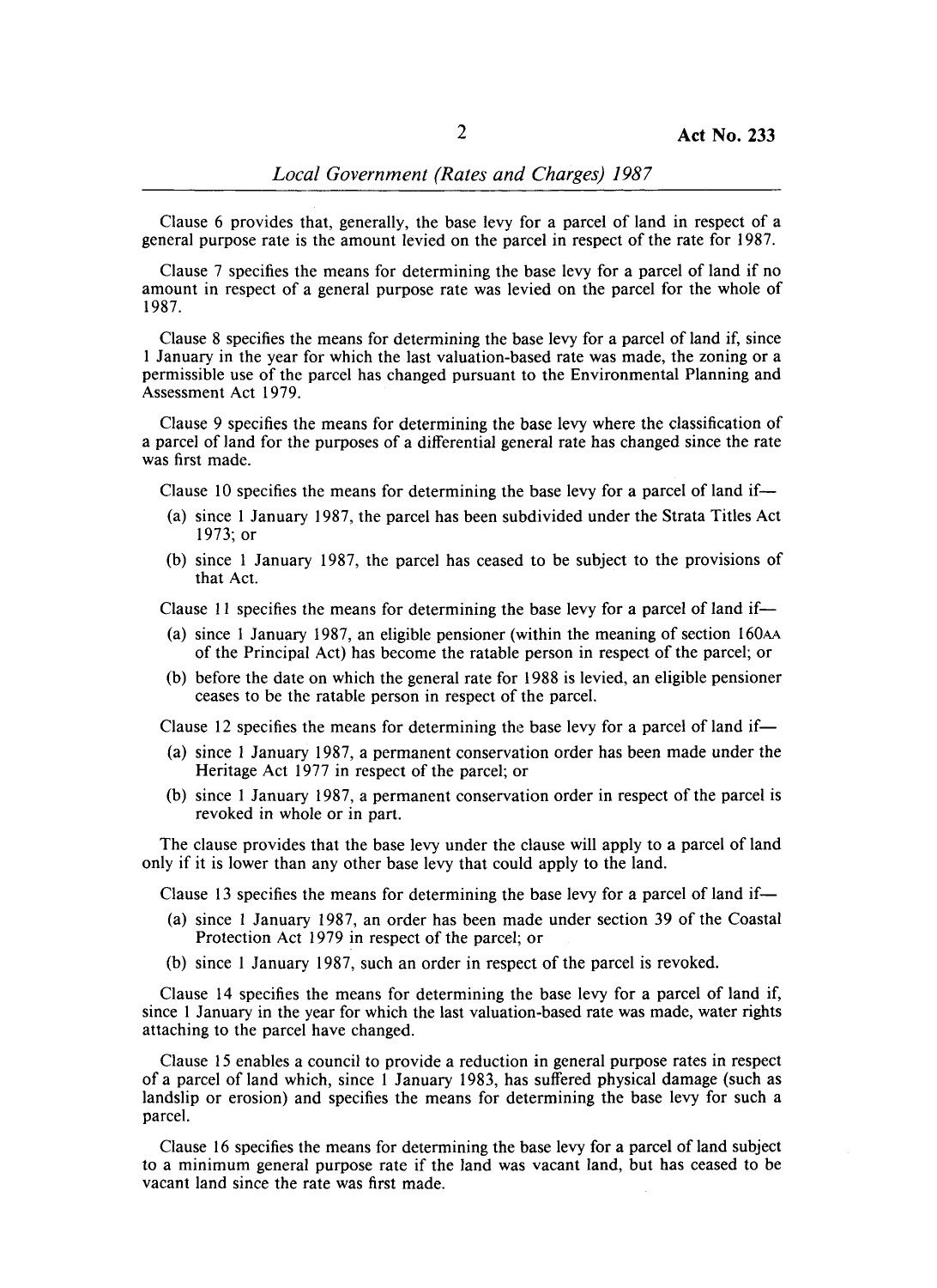Clause 6 provides that, generally, the base levy for a parcel of land in respect of a general purpose rate is the amount levied on the parcel in respect of the rate for 1987.

Clause 7 specifies the means for determining the base levy for a parcel of land if no amount in respect of a general purpose rate was levied on the parcel for the whole of 1987.

Clause 8 specifies the means for determining the base levy for a parcel of land if, since 1 January in the year for which the last valuation-based rate was made, the zoning or a permissible use of the parcel has changed pursuant to the Environmental Planning and Assessment Act 1979.

Clause 9 specifies the means for determining the base levy where the classification of a parcel of land for the purposes of a differential general rate has changed since the rate was first made.

Clause 10 specifies the means for determining the base levy for a parcel of land if—

- (a) since 1 January 1987, the parcel has been subdivided under the Strata Titles Act 1973; or
- (b) since 1 January 1987, the parcel has ceased to be subject to the provisions of that Act.

Clause 11 specifies the means for determining the base levy for a parcel of land if—

- (a) since 1 January 1987, an eligible pensioner (within the meaning of section 160AA of the Principal Act) has become the ratable person in respect of the parcel; or
- (b) before the date on which the general rate for 1988 is levied, an eligible pensioner ceases to be the ratable person in respect of the parcel.

Clause 12 specifies the means for determining the base levy for a parcel of land if—

- (a) since 1 January 1987, a permanent conservation order has been made under the Heritage Act 1977 in respect of the parcel; or
- (b) since 1 January 1987, a permanent conservation order in respect of the parcel is revoked in whole or in part.

The clause provides that the base levy under the clause will apply to a parcel of land only if it is lower than any other base levy that could apply to the land.

Clause 13 specifies the means for determining the base levy for a parcel of land if—

- (a) since 1 January 1987, an order has been made under section 39 of the Coastal Protection Act 1979 in respect of the parcel; or
- (b) since 1 January 1987, such an order in respect of the parcel is revoked.

Clause 14 specifies the means for determining the base levy for a parcel of land if, since 1 January in the year for which the last valuation-based rate was made, water rights attaching to the parcel have changed.

Clause 15 enables a council to provide a reduction in general purpose rates in respect of a parcel of land which, since 1 January 1983, has suffered physical damage (such as landslip or erosion) and specifies the means for determining the base levy for such a parcel.

Clause 16 specifies the means for determining the base levy for a parcel of land subject to a minimum general purpose rate if the land was vacant land, but has ceased to be vacant land since the rate was first made.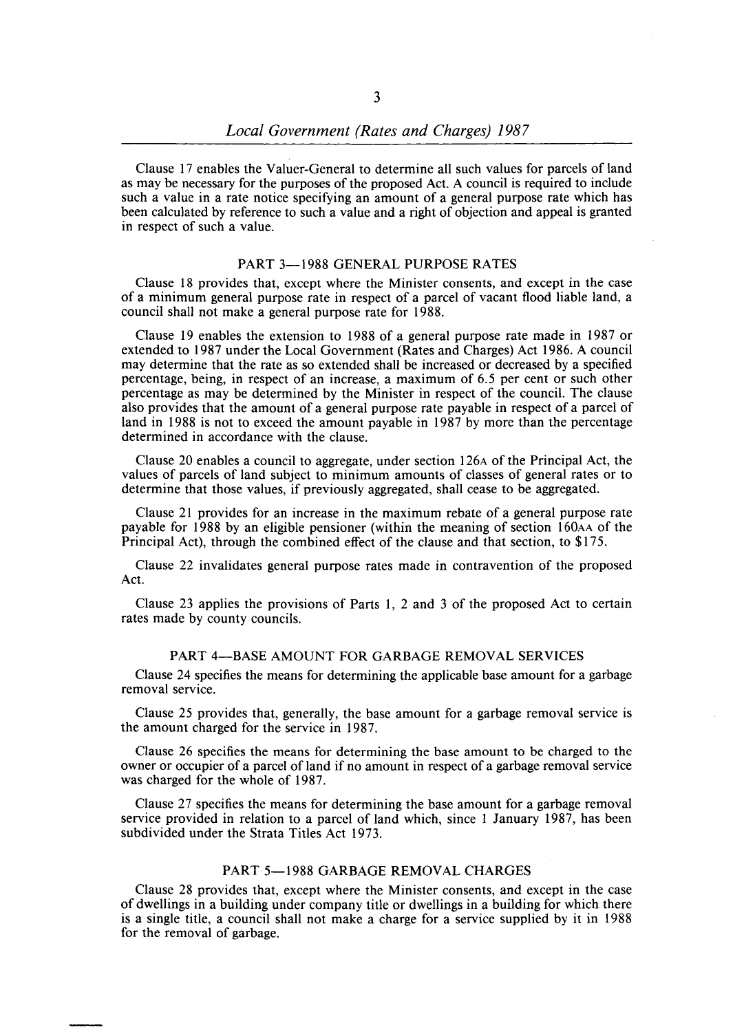Clause 17 enables the Valuer-General to determine all such values for parcels of land as may be necessary for the purposes of the proposed Act. A council is required to include such a value in a rate notice specifying an amount of a general purpose rate which has been calculated by reference to such a value and a right of objection and appeal is granted in respect of such a value.

## PART 3—1988 GENERAL PURPOSE RATES

Clause 18 provides that, except where the Minister consents, and except in the case of a minimum general purpose rate in respect of a parcel of vacant flood liable land, a council shall not make a general purpose rate for 1988.

Clause 19 enables the extension to 1988 of a general purpose rate made in 1987 or extended to 1987 under the Local Government (Rates and Charges) Act 1986. A council may determine that the rate as so extended shall be increased or decreased by a specified percentage, being, in respect of an increase, a maximum of 6.5 per cent or such other percentage as may be determined by the Minister in respect of the council. The clause also provides that the amount of a general purpose rate payable in respect of a parcel of land in 1988 is not to exceed the amount payable in 1987 by more than the percentage determined in accordance with the clause.

Clause 20 enables a council to aggregate, under section 126A of the Principal Act, the values of parcels of land subject to minimum amounts of classes of general rates or to determine that those values, if previously aggregated, shall cease to be aggregated.

Clause 21 provides for an increase in the maximum rebate of a general purpose rate payable for 1988 by an eligible pensioner (within the meaning of section 160AA of the Principal Act), through the combined effect of the clause and that section, to $175.

Clause 22 invalidates general purpose rates made in contravention of the proposed Act.

Clause 23 applies the provisions of Parts 1, 2 and 3 of the proposed Act to certain rates made by county councils.

## PART 4—BASE AMOUNT FOR GARBAGE REMOVAL SERVICES

Clause 24 specifies the means for determining the applicable base amount for a garbage removal service.

Clause 25 provides that, generally, the base amount for a garbage removal service is the amount charged for the service in 1987.

Clause 26 specifies the means for determining the base amount to be charged to the owner or occupier of a parcel of land if no amount in respect of a garbage removal service was charged for the whole of 1987.

Clause 27 specifies the means for determining the base amount for a garbage removal service provided in relation to a parcel of land which, since 1 January 1987, has been subdivided under the Strata Titles Act 1973.

## PART 5—1988 GARBAGE REMOVAL CHARGES

Clause 28 provides that, except where the Minister consents, and except in the case of dwellings in a building under company title or dwellings in a building for which there is a single title, a council shall not make a charge for a service supplied by it in 1988 for the removal of garbage.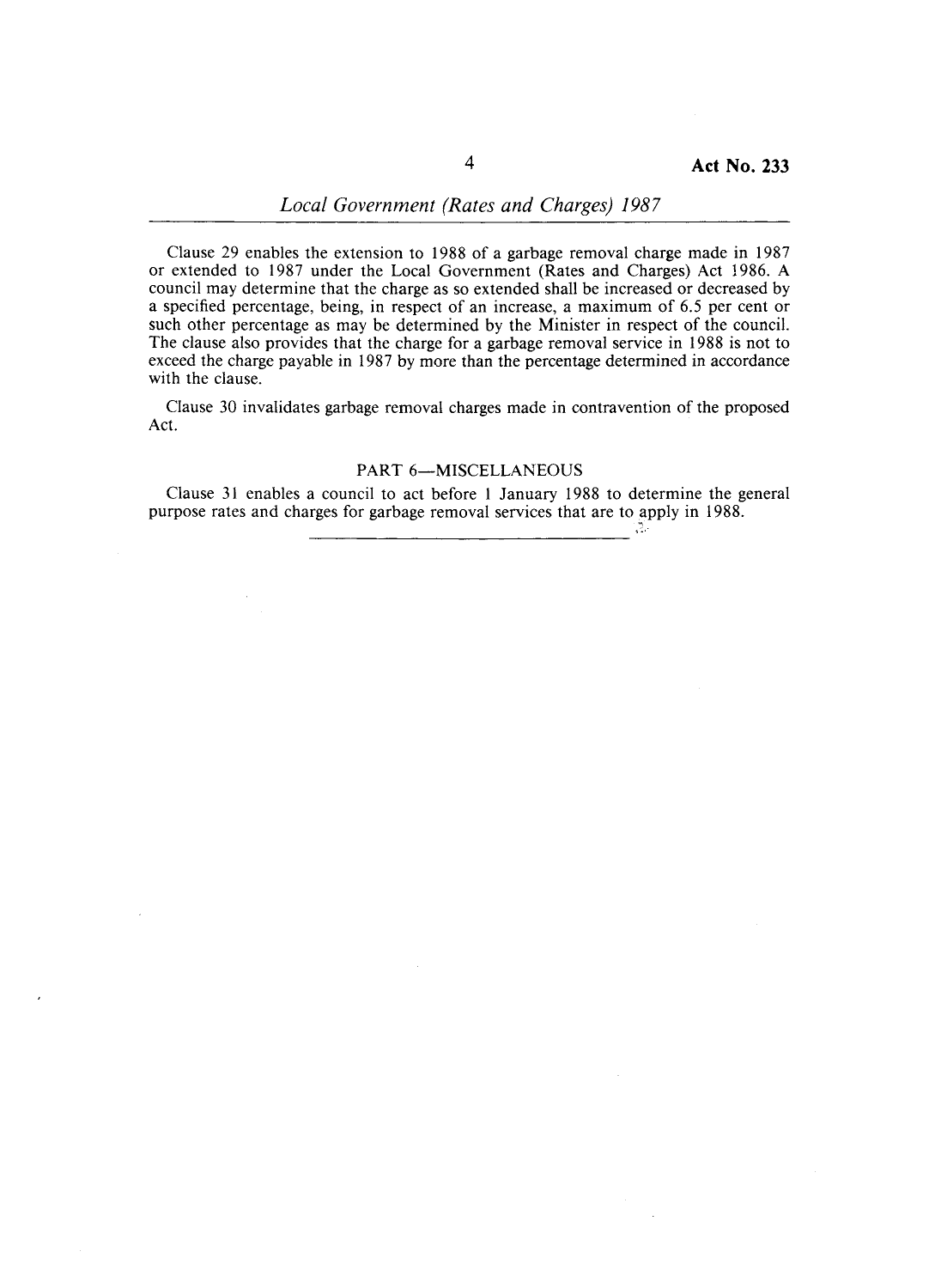Clause 29 enables the extension to 1988 of a garbage removal charge made in 1987 or extended to 1987 under the Local Government (Rates and Charges) Act 1986. A council may determine that the charge as so extended shall be increased or decreased by a specified percentage, being, in respect of an increase, a maximum of 6.5 per cent or such other percentage as may be determined by the Minister in respect of the council. The clause also provides that the charge for a garbage removal service in 1988 is not to exceed the charge payable in 1987 by more than the percentage determined in accordance with the clause.

Clause 30 invalidates garbage removal charges made in contravention of the proposed Act.

## PART 6—MISCELLANEOUS

Clause 31 enables a council to act before 1 January 1988 to determine the general purpose rates and charges for garbage removal services that are to apply in 1988.